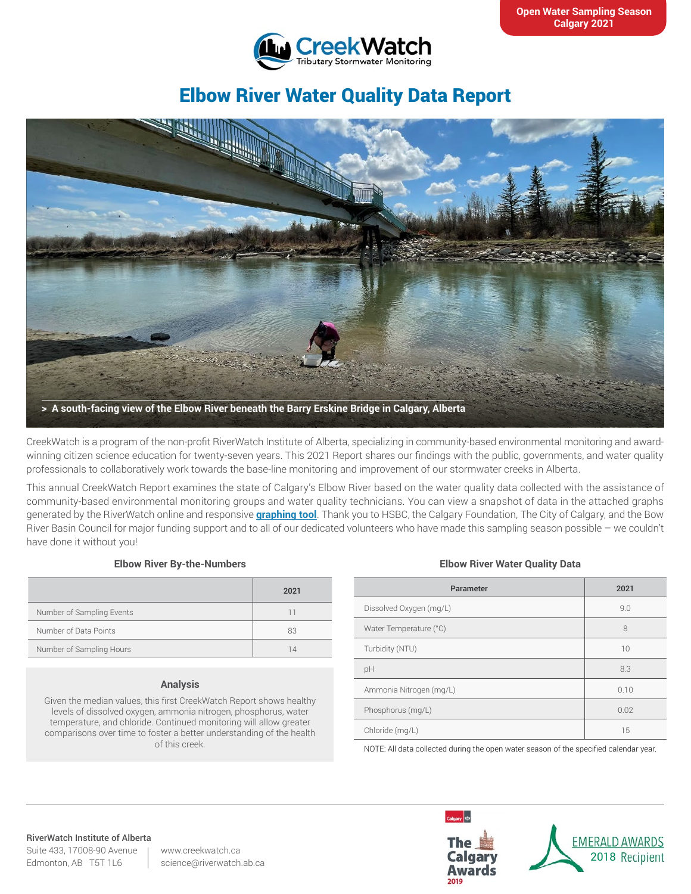Open Water Sampling Season
Calgary 2021

CreekWatch
Tributary Stormwater Monitoring

# Elbow River Water Quality Data Report

> A south-facing view of the Elbow River beneath the Barry Erskine Bridge in Calgary, Alberta

CreekWatch is a program of the non-profit RiverWatch Institute of Alberta, specializing in community-based environmental monitoring and award-winning citizen science education for twenty-seven years. This 2021 Report shares our findings with the public, governments, and water quality professionals to collaboratively work towards the base-line monitoring and improvement of our stormwater creeks in Alberta.

This annual CreekWatch Report examines the state of Calgary's Elbow River based on the water quality data collected with the assistance of community-based environmental monitoring groups and water quality technicians. You can view a snapshot of data in the attached graphs generated by the RiverWatch online and responsive **graphing tool**. Thank you to HSBC, the Calgary Foundation, The City of Calgary, and the Bow River Basin Council for major funding support and to all of our dedicated volunteers who have made this sampling season possible – we couldn't have done it without you!

### Elbow River By-the-Numbers

| | 2021 |
|---|---|
| Number of Sampling Events | 11 |
| Number of Data Points | 83 |
| Number of Sampling Hours | 14 |

### Analysis

Given the median values, this first CreekWatch Report shows healthy levels of dissolved oxygen, ammonia nitrogen, phosphorus, water temperature, and chloride. Continued monitoring will allow greater comparisons over time to foster a better understanding of the health of this creek.

### Elbow River Water Quality Data

| Parameter | 2021 |
|---|---|
| Dissolved Oxygen (mg/L) | 9.0 |
| Water Temperature (°C) | 8 |
| Turbidity (NTU) | 10 |
| pH | 8.3 |
| Ammonia Nitrogen (mg/L) | 0.10 |
| Phosphorus (mg/L) | 0.02 |
| Chloride (mg/L) | 15 |

NOTE: All data collected during the open water season of the specified calendar year.

**RiverWatch Institute of Alberta**
Suite 433, 17008-90 Avenue
Edmonton, AB T5T 1L6

www.creekwatch.ca
science@riverwatch.ab.ca

The Calgary Awards 2019

EMERALD AWARDS 2018 Recipient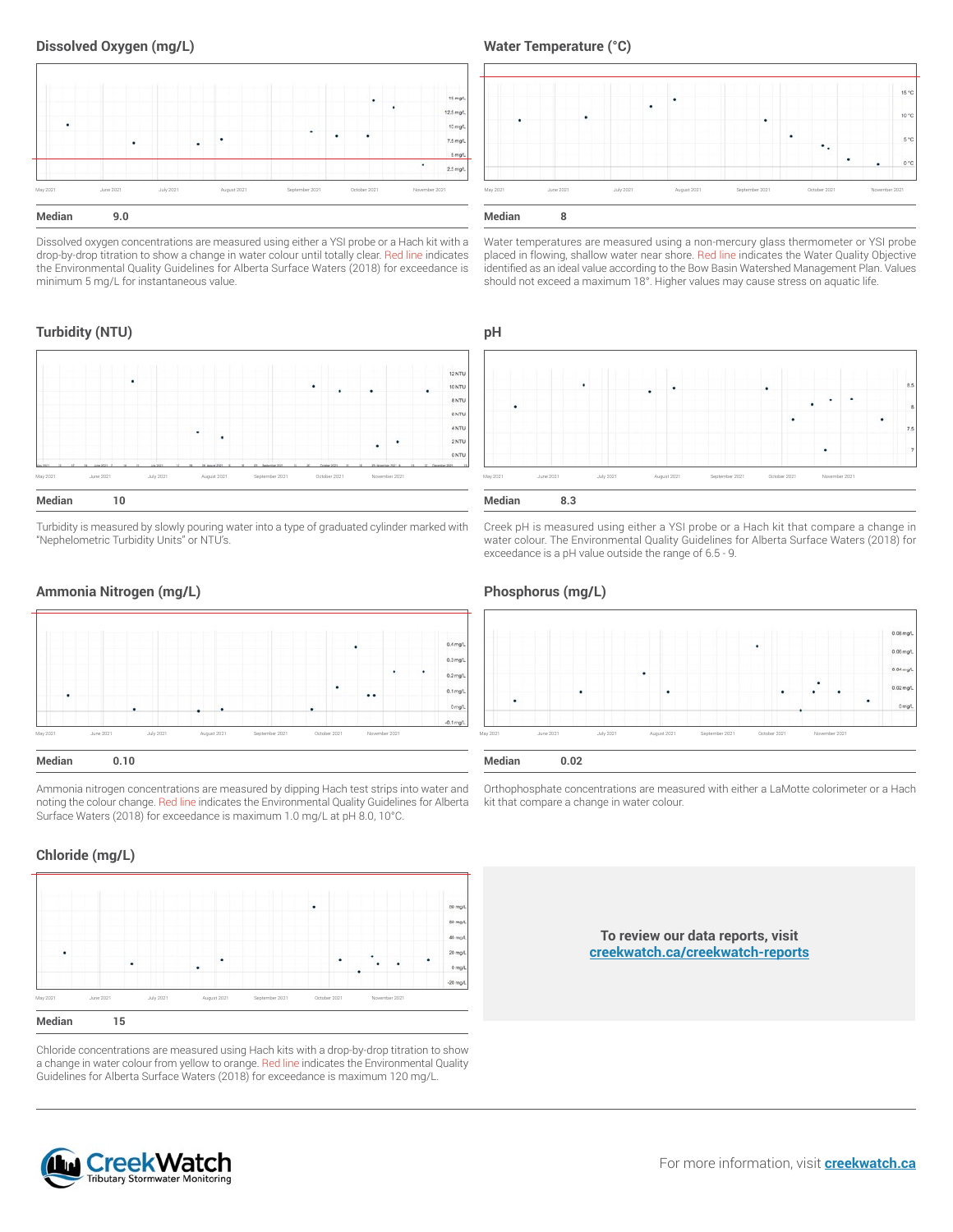## Dissolved Oxygen (mg/L)

15 mg/L
12.5 mg/L
10 mg/L
7.5 mg/L
5 mg/L
2.5 mg/L

May 2021 June 2021 July 2021 August 2021 September 2021 October 2021 November 2021

**Median** 9.0

Dissolved oxygen concentrations are measured using either a YSI probe or a Hach kit with a drop-by-drop titration to show a change in water colour until totally clear. Red line indicates the Environmental Quality Guidelines for Alberta Surface Waters (2018) for exceedance is minimum 5 mg/L for instantaneous value.

## Water Temperature (°C)

15 °C
10 °C
5 °C
0 °C

May 2021 June 2021 July 2021 August 2021 September 2021 October 2021 November 2021

**Median** 8

Water temperatures are measured using a non-mercury glass thermometer or YSI probe placed in flowing, shallow water near shore. Red line indicates the Water Quality Objective identified as an ideal value according to the Bow Basin Watershed Management Plan. Values should not exceed a maximum 18°. Higher values may cause stress on aquatic life.

## Turbidity (NTU)

12 NTU
10 NTU
8 NTU
6 NTU
4 NTU
2 NTU
0 NTU

May 2021 June 2021 July 2021 August 2021 September 2021 October 2021 November 2021

**Median** 10

Turbidity is measured by slowly pouring water into a type of graduated cylinder marked with "Nephelometric Turbidity Units" or NTU's.

## pH

8.5
8
7.5
7

May 2021 June 2021 July 2021 August 2021 September 2021 October 2021 November 2021

**Median** 8.3

Creek pH is measured using either a YSI probe or a Hach kit that compare a change in water colour. The Environmental Quality Guidelines for Alberta Surface Waters (2018) for exceedance is a pH value outside the range of 6.5 - 9.

## Ammonia Nitrogen (mg/L)

0.4 mg/L
0.3 mg/L
0.2 mg/L
0.1 mg/L
0 mg/L
-0.1 mg/L

May 2021 June 2021 July 2021 August 2021 September 2021 October 2021 November 2021

**Median** 0.10

Ammonia nitrogen concentrations are measured by dipping Hach test strips into water and noting the colour change. Red line indicates the Environmental Quality Guidelines for Alberta Surface Waters (2018) for exceedance is maximum 1.0 mg/L at pH 8.0, 10°C.

## Phosphorus (mg/L)

0.08 mg/L
0.06 mg/L
0.04 mg/L
0.02 mg/L
0 mg/L

May 2021 June 2021 July 2021 August 2021 September 2021 October 2021 November 2021

**Median** 0.02

Orthophosphate concentrations are measured with either a LaMotte colorimeter or a Hach kit that compare a change in water colour.

## Chloride (mg/L)

80 mg/L
60 mg/L
40 mg/L
20 mg/L
0 mg/L
-20 mg/L

May 2021 June 2021 July 2021 August 2021 September 2021 October 2021 November 2021

**Median** 15

Chloride concentrations are measured using Hach kits with a drop-by-drop titration to show a change in water colour from yellow to orange. Red line indicates the Environmental Quality Guidelines for Alberta Surface Waters (2018) for exceedance is maximum 120 mg/L.

**To review our data reports, visit [creekwatch.ca/creekwatch-reports](creekwatch.ca/creekwatch-reports)**

CreekWatch
Tributary Stormwater Monitoring

For more information, visit **[creekwatch.ca](creekwatch.ca)**